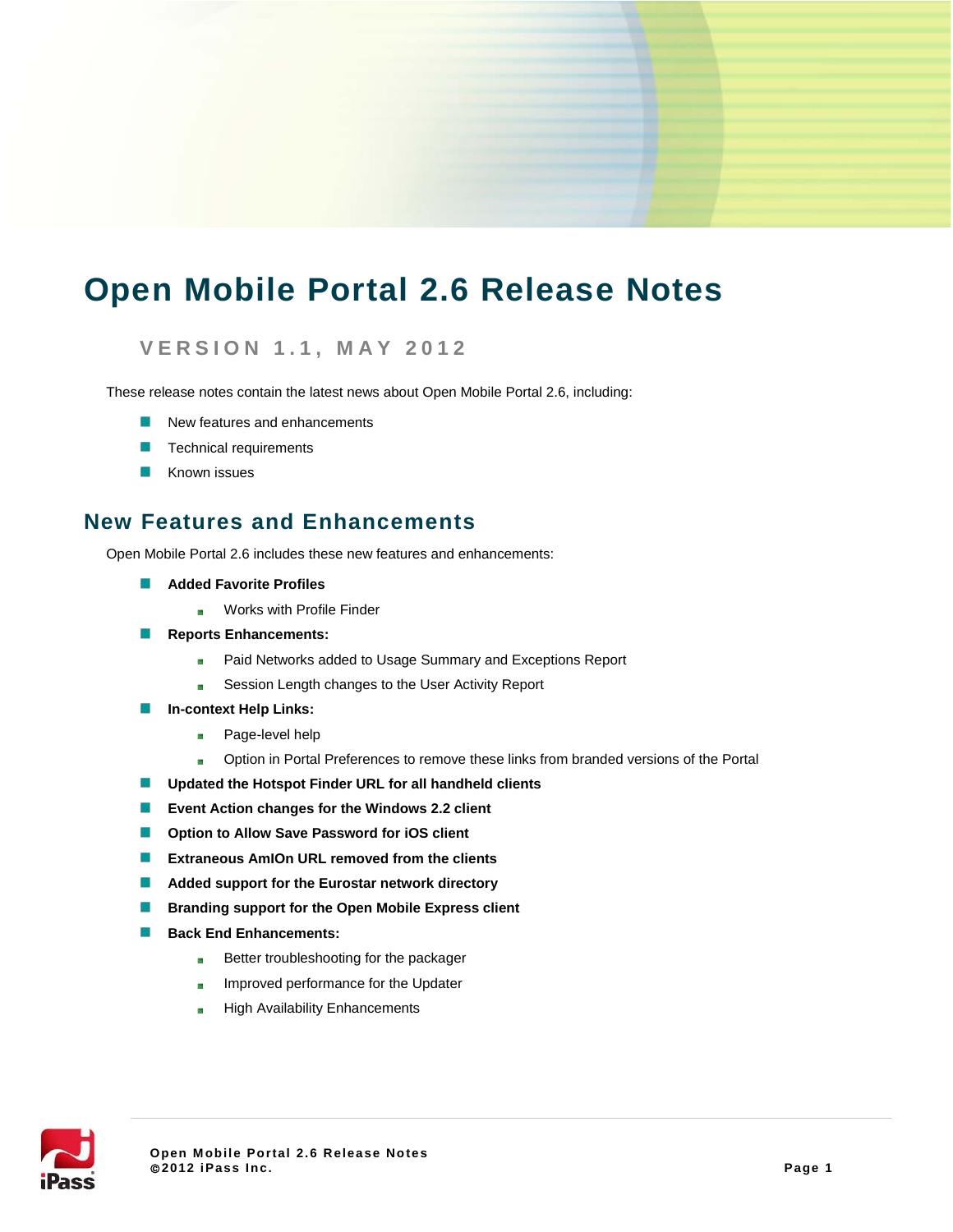# Open Mobile Portal 2.6 Release Notes

### VERSION 1.1, MAY 2012

These release notes contain the latest news about Open Mobile Portal 2.6, including:

- New features and enhancements
- Technical requirements
- Known issues

## New Features and Enhancements

Open Mobile Portal 2.6 includes these new features and enhancements:

- **Added Favorite Profiles**
  - Works with Profile Finder
- **Reports Enhancements:**
  - Paid Networks added to Usage Summary and Exceptions Report
  - Session Length changes to the User Activity Report
- **In-context Help Links:**
  - Page-level help
  - Option in Portal Preferences to remove these links from branded versions of the Portal
- **Updated the Hotspot Finder URL for all handheld clients**
- **Event Action changes for the Windows 2.2 client**
- **Option to Allow Save Password for iOS client**
- **Extraneous AmIOn URL removed from the clients**
- **Added support for the Eurostar network directory**
- **Branding support for the Open Mobile Express client**
- **Back End Enhancements:**
  - Better troubleshooting for the packager
  - Improved performance for the Updater
  - High Availability Enhancements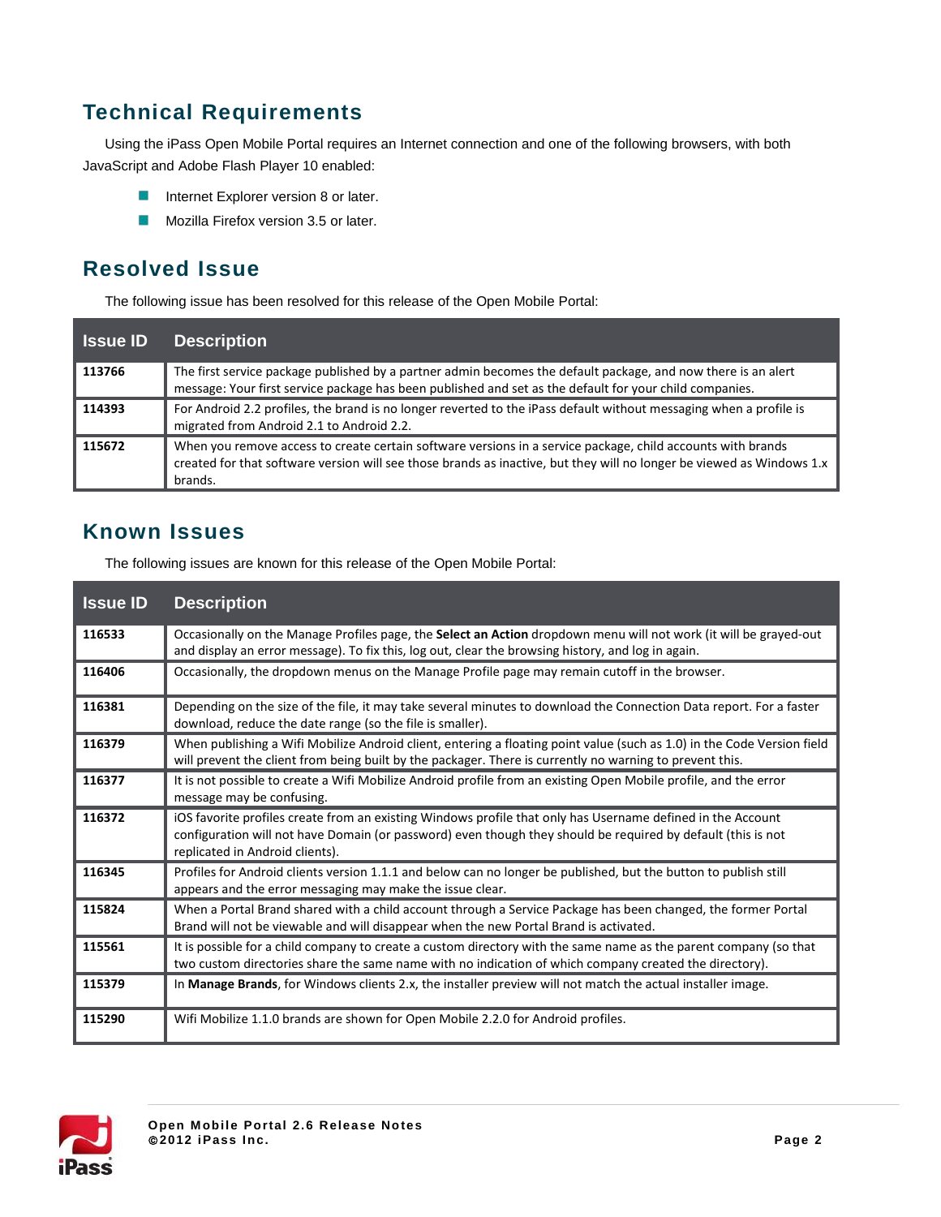## Technical Requirements

Using the iPass Open Mobile Portal requires an Internet connection and one of the following browsers, with both JavaScript and Adobe Flash Player 10 enabled:

- Internet Explorer version 8 or later.
- Mozilla Firefox version 3.5 or later.

## Resolved Issue

The following issue has been resolved for this release of the Open Mobile Portal:

| Issue ID | Description |
|---|---|
| **113766** | The first service package published by a partner admin becomes the default package, and now there is an alert message: Your first service package has been published and set as the default for your child companies. |
| **114393** | For Android 2.2 profiles, the brand is no longer reverted to the iPass default without messaging when a profile is migrated from Android 2.1 to Android 2.2. |
| **115672** | When you remove access to create certain software versions in a service package, child accounts with brands created for that software version will see those brands as inactive, but they will no longer be viewed as Windows 1.x brands. |

## Known Issues

The following issues are known for this release of the Open Mobile Portal:

| Issue ID | Description |
|---|---|
| **116533** | Occasionally on the Manage Profiles page, the **Select an Action** dropdown menu will not work (it will be grayed-out and display an error message). To fix this, log out, clear the browsing history, and log in again. |
| **116406** | Occasionally, the dropdown menus on the Manage Profile page may remain cutoff in the browser. |
| **116381** | Depending on the size of the file, it may take several minutes to download the Connection Data report. For a faster download, reduce the date range (so the file is smaller). |
| **116379** | When publishing a Wifi Mobilize Android client, entering a floating point value (such as 1.0) in the Code Version field will prevent the client from being built by the packager. There is currently no warning to prevent this. |
| **116377** | It is not possible to create a Wifi Mobilize Android profile from an existing Open Mobile profile, and the error message may be confusing. |
| **116372** | iOS favorite profiles create from an existing Windows profile that only has Username defined in the Account configuration will not have Domain (or password) even though they should be required by default (this is not replicated in Android clients). |
| **116345** | Profiles for Android clients version 1.1.1 and below can no longer be published, but the button to publish still appears and the error messaging may make the issue clear. |
| **115824** | When a Portal Brand shared with a child account through a Service Package has been changed, the former Portal Brand will not be viewable and will disappear when the new Portal Brand is activated. |
| **115561** | It is possible for a child company to create a custom directory with the same name as the parent company (so that two custom directories share the same name with no indication of which company created the directory). |
| **115379** | In **Manage Brands**, for Windows clients 2.x, the installer preview will not match the actual installer image. |
| **115290** | Wifi Mobilize 1.1.0 brands are shown for Open Mobile 2.2.0 for Android profiles. |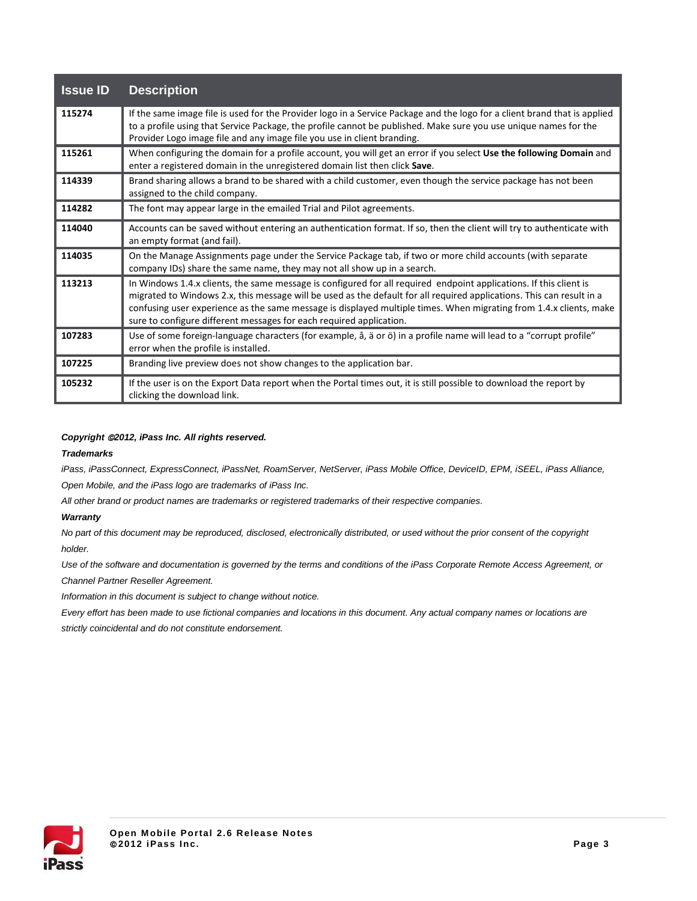| Issue ID | Description |
|---|---|
| 115274 | If the same image file is used for the Provider logo in a Service Package and the logo for a client brand that is applied to a profile using that Service Package, the profile cannot be published. Make sure you use unique names for the Provider Logo image file and any image file you use in client branding. |
| 115261 | When configuring the domain for a profile account, you will get an error if you select **Use the following Domain** and enter a registered domain in the unregistered domain list then click **Save**. |
| 114339 | Brand sharing allows a brand to be shared with a child customer, even though the service package has not been assigned to the child company. |
| 114282 | The font may appear large in the emailed Trial and Pilot agreements. |
| 114040 | Accounts can be saved without entering an authentication format. If so, then the client will try to authenticate with an empty format (and fail). |
| 114035 | On the Manage Assignments page under the Service Package tab, if two or more child accounts (with separate company IDs) share the same name, they may not all show up in a search. |
| 113213 | In Windows 1.4.x clients, the same message is configured for all required endpoint applications. If this client is migrated to Windows 2.x, this message will be used as the default for all required applications. This can result in a confusing user experience as the same message is displayed multiple times. When migrating from 1.4.x clients, make sure to configure different messages for each required application. |
| 107283 | Use of some foreign-language characters (for example, å, ä or ö) in a profile name will lead to a "corrupt profile" error when the profile is installed. |
| 107225 | Branding live preview does not show changes to the application bar. |
| 105232 | If the user is on the Export Data report when the Portal times out, it is still possible to download the report by clicking the download link. |

***Copyright ©2012, iPass Inc. All rights reserved.***

***Trademarks***

*iPass, iPassConnect, ExpressConnect, iPassNet, RoamServer, NetServer, iPass Mobile Office, DeviceID, EPM, iSEEL, iPass Alliance, Open Mobile, and the iPass logo are trademarks of iPass Inc.*

*All other brand or product names are trademarks or registered trademarks of their respective companies.*

***Warranty***

*No part of this document may be reproduced, disclosed, electronically distributed, or used without the prior consent of the copyright holder.*

*Use of the software and documentation is governed by the terms and conditions of the iPass Corporate Remote Access Agreement, or Channel Partner Reseller Agreement.*

*Information in this document is subject to change without notice.*

*Every effort has been made to use fictional companies and locations in this document. Any actual company names or locations are strictly coincidental and do not constitute endorsement.*